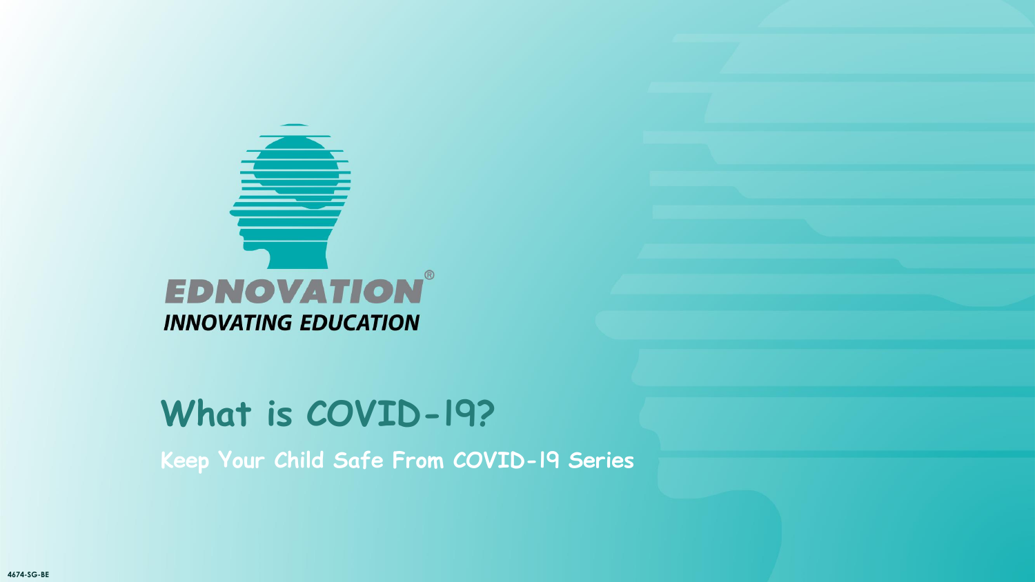EDNOVATION®

INNOVATING EDUCATION

# What is COVID-19?

## Keep Your Child Safe From COVID-19 Series

4674-SG-BE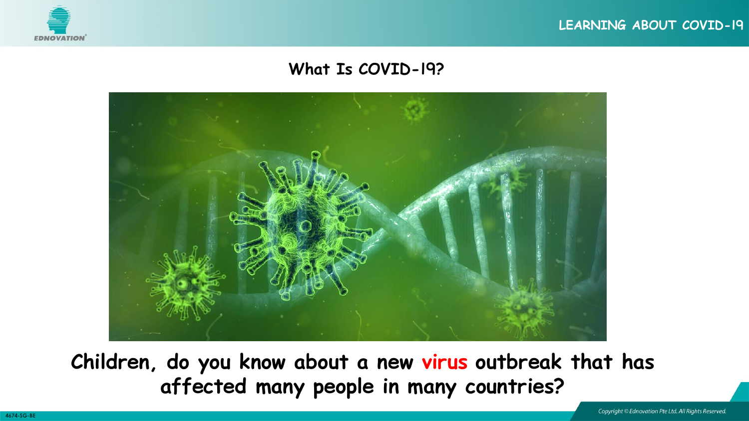## What Is COVID-19?

**Children, do you know about a new virus outbreak that has affected many people in many countries?**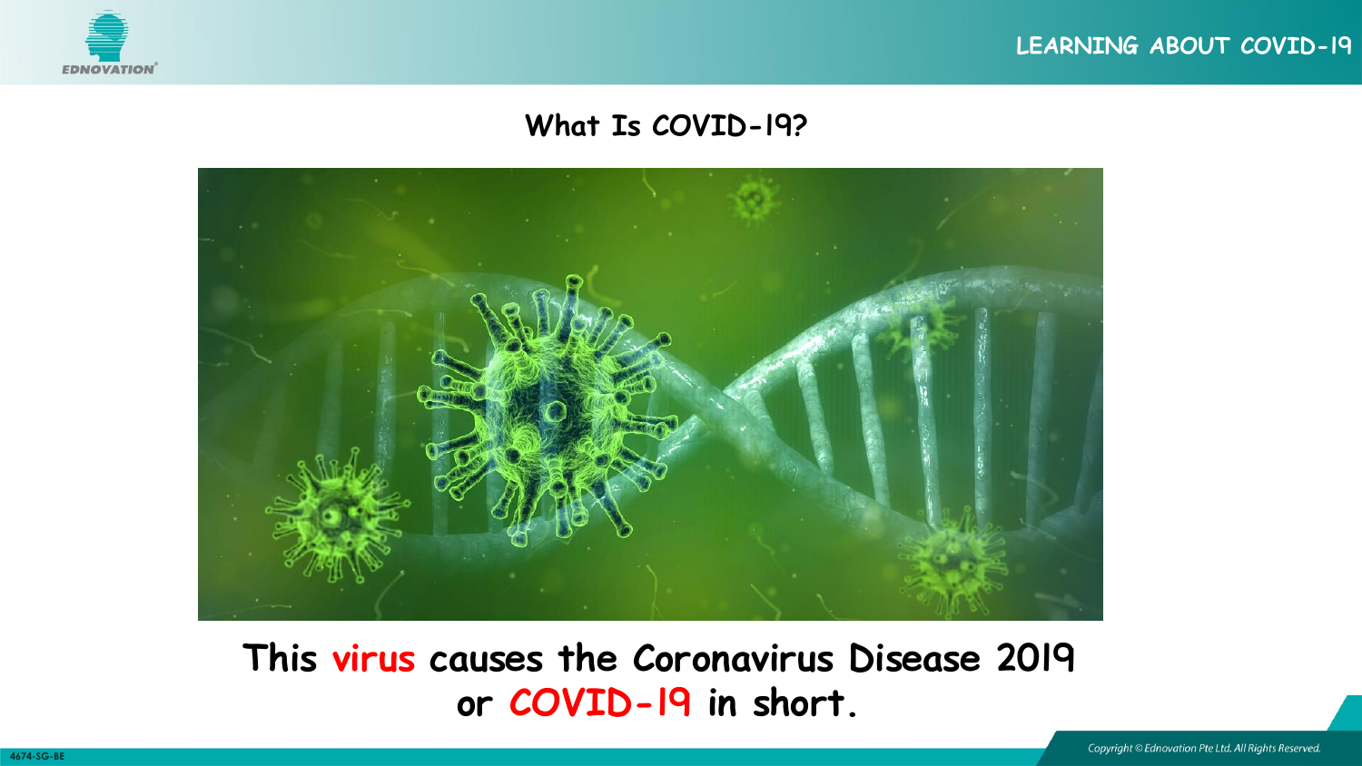## What Is COVID-19?

**This virus causes the Coronavirus Disease 2019 or COVID-19 in short.**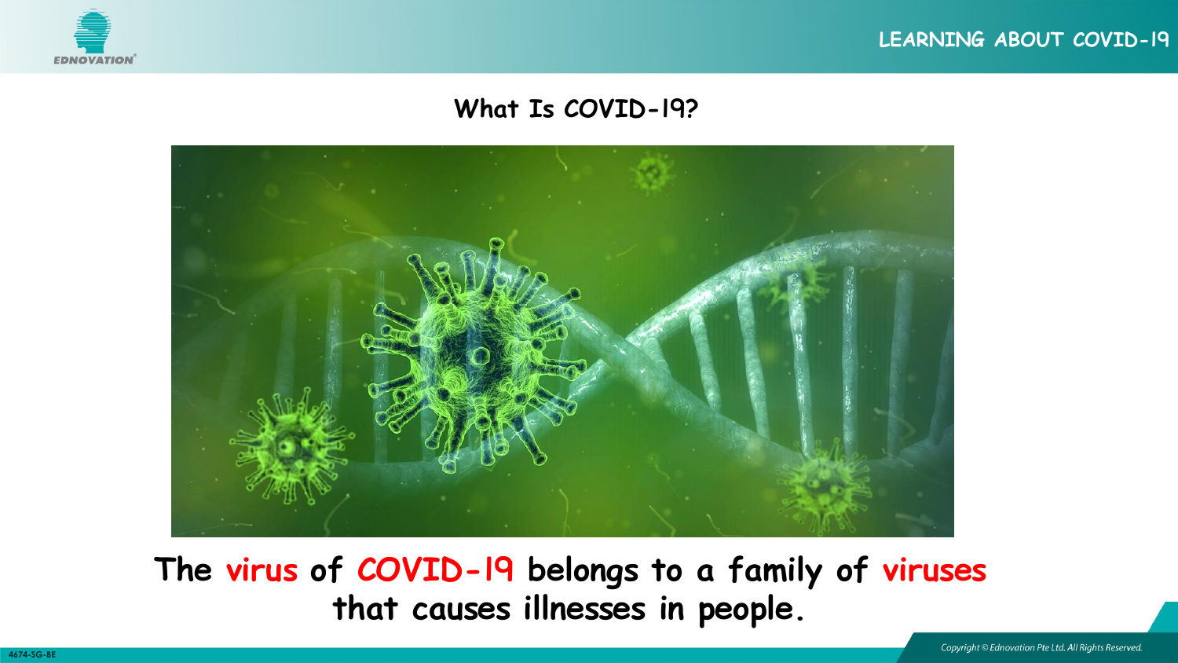## What Is COVID-19?

**The virus of COVID-19 belongs to a family of viruses that causes illnesses in people.**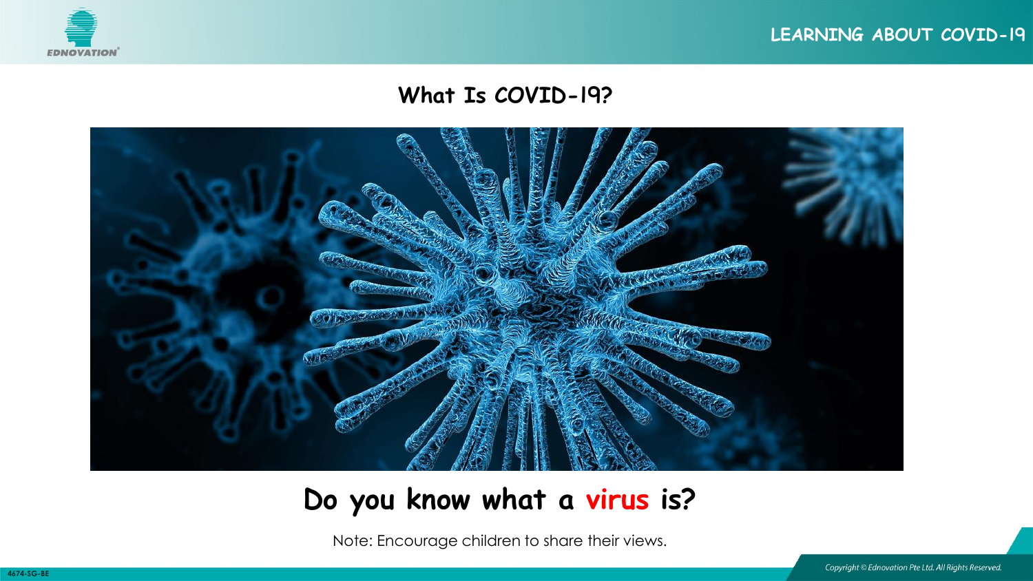## What Is COVID-19?

# Do you know what a virus is?

Note: Encourage children to share their views.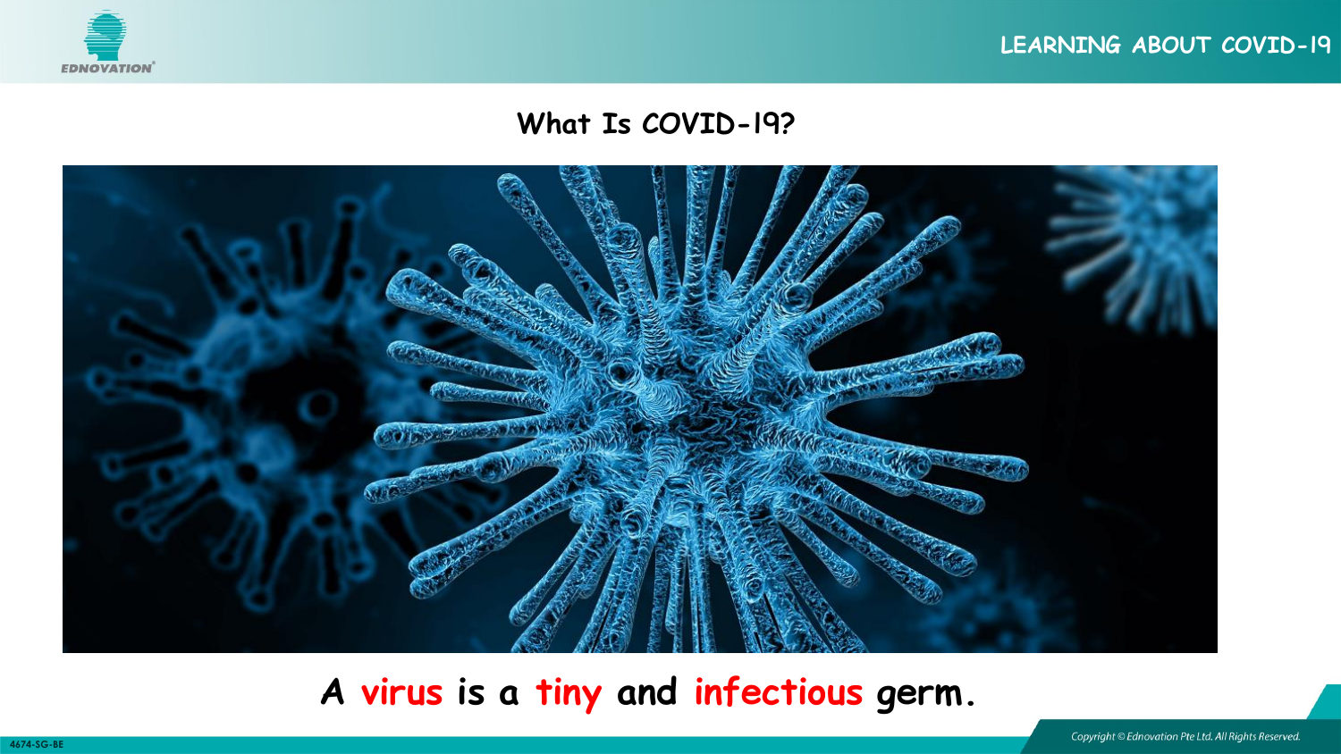## What Is COVID-19?

**A virus is a tiny and infectious germ.**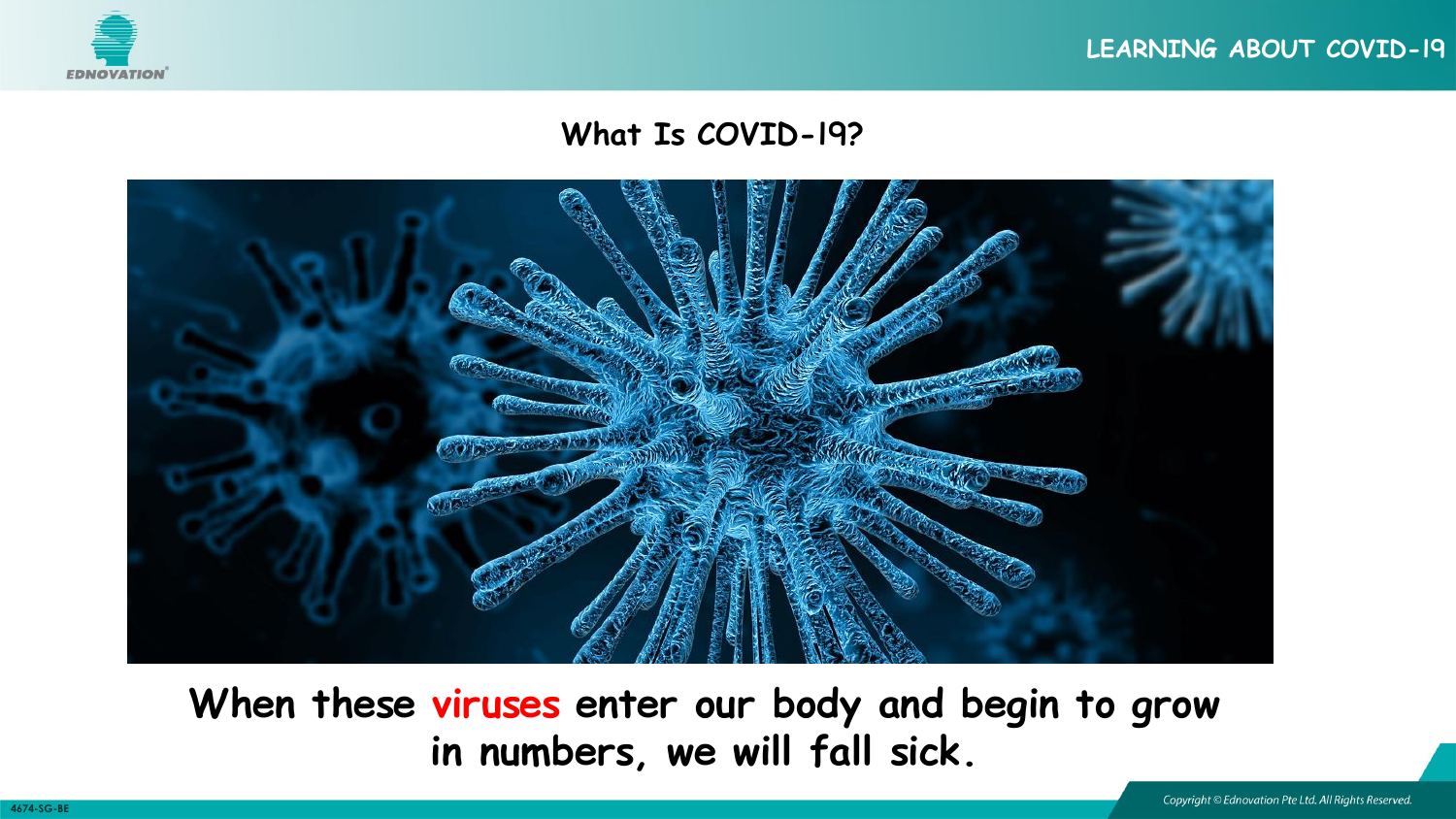## What Is COVID-19?

**When these viruses enter our body and begin to grow in numbers, we will fall sick.**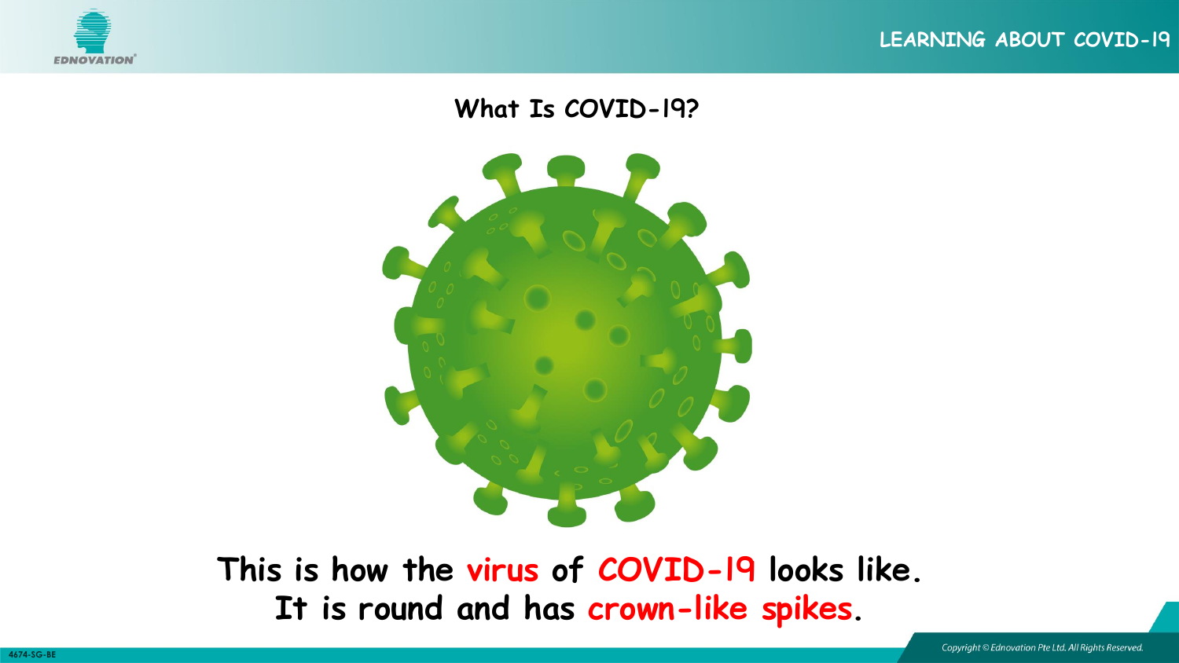## What Is COVID-19?

**This is how the virus of COVID-19 looks like.**
**It is round and has crown-like spikes.**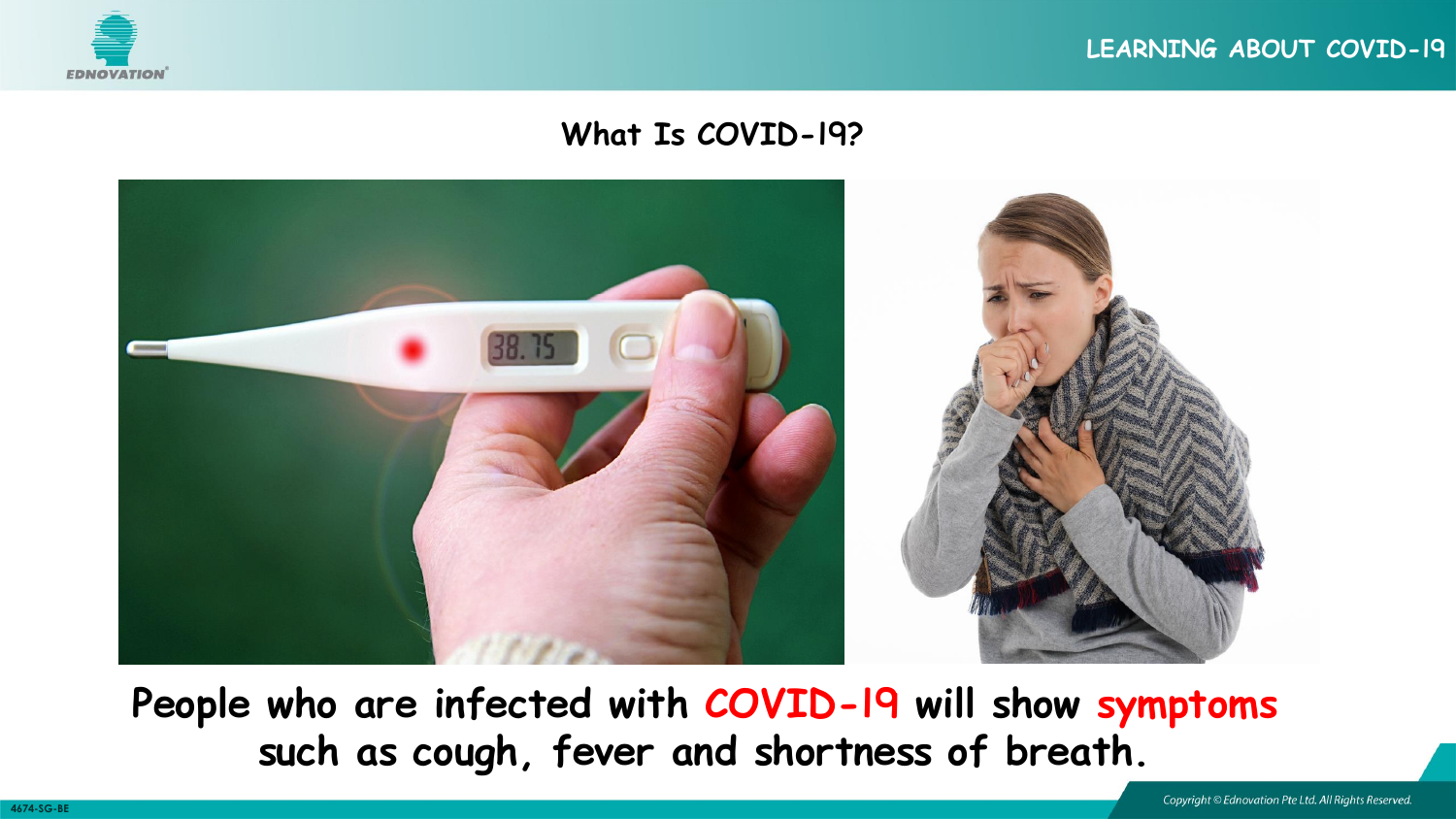## What Is COVID-19?

**People who are infected with COVID-19 will show symptoms such as cough, fever and shortness of breath.**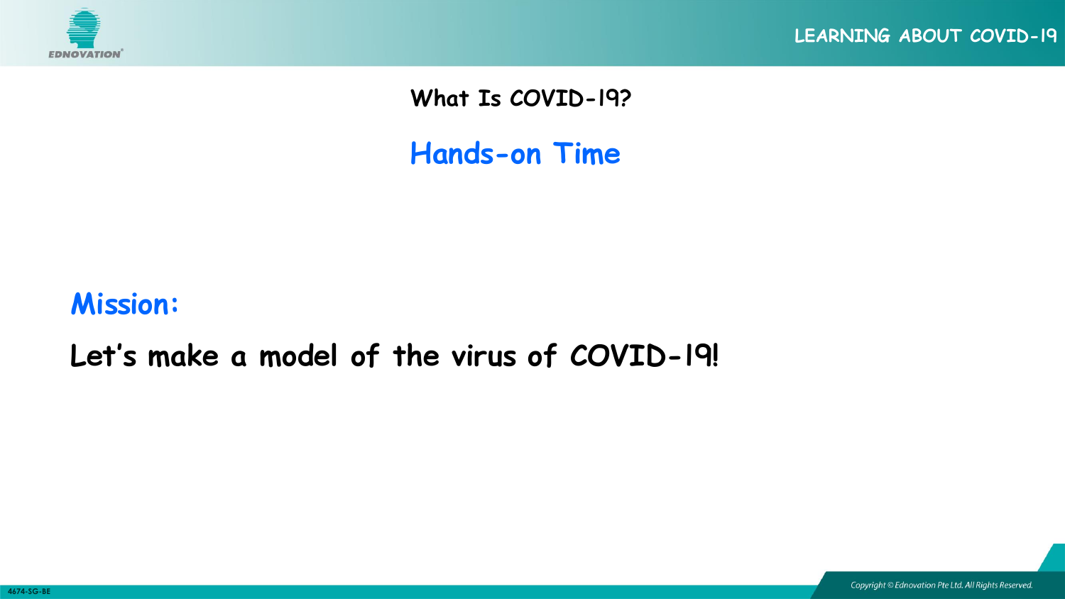## What Is COVID-19?

# Hands-on Time

## Mission:

**Let's make a model of the virus of COVID-19!**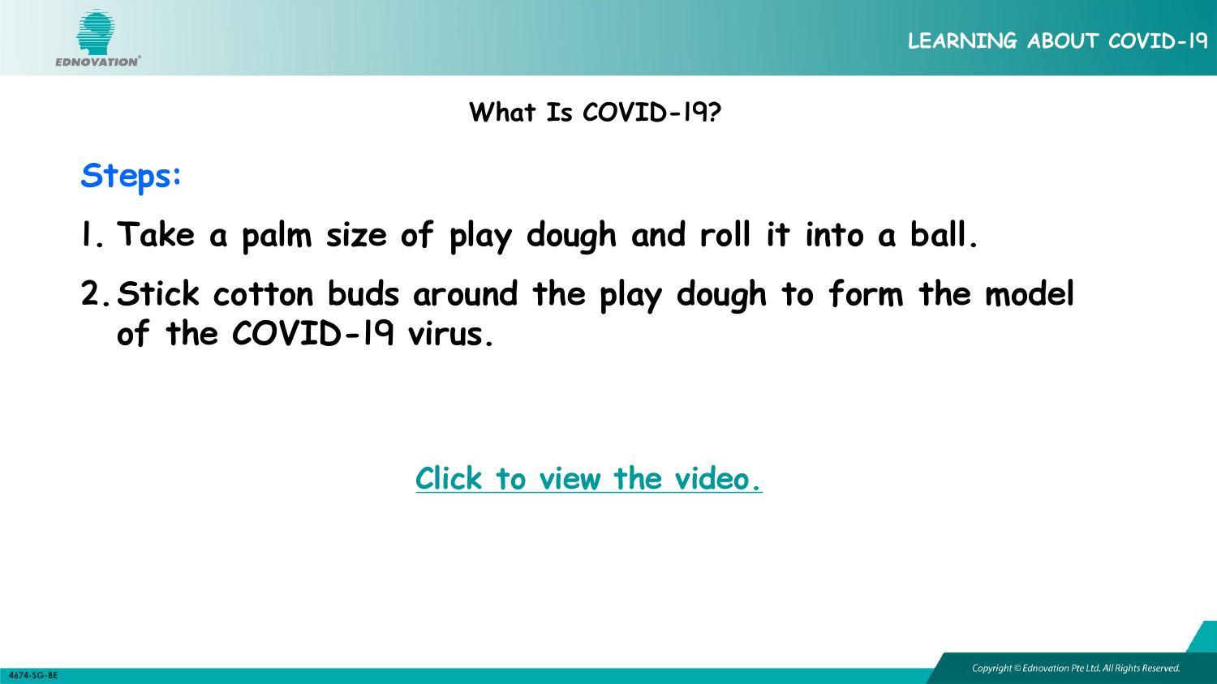## What Is COVID-19?

### Steps:

1. Take a palm size of play dough and roll it into a ball.
2. Stick cotton buds around the play dough to form the model of the COVID-19 virus.

Click to view the video.